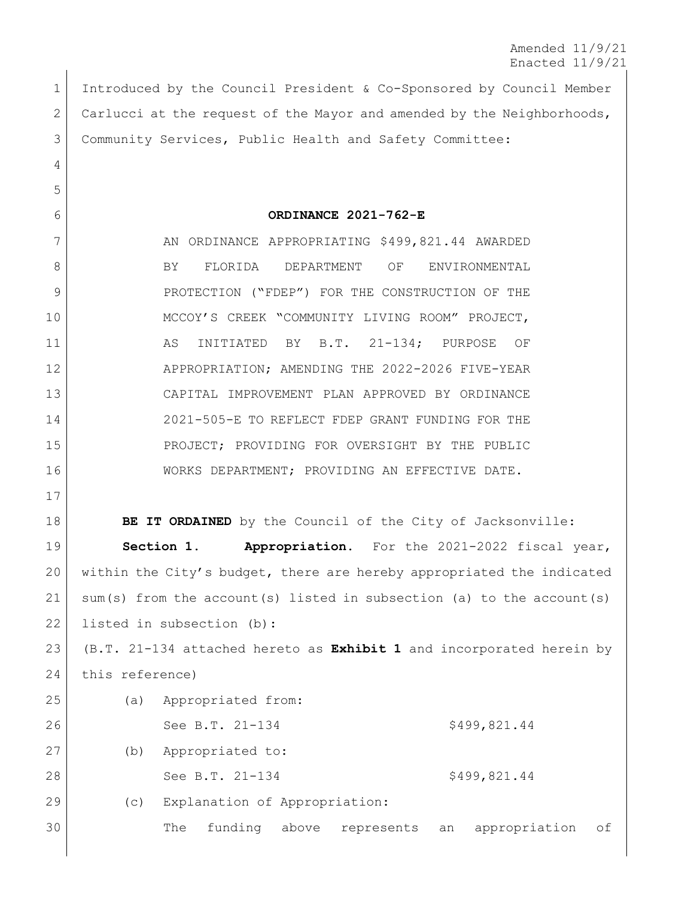Amended 11/9/21
Enacted 11/9/21

Introduced by the Council President & Co-Sponsored by Council Member Carlucci at the request of the Mayor and amended by the Neighborhoods, Community Services, Public Health and Safety Committee:

**ORDINANCE 2021-762-E**

AN ORDINANCE APPROPRIATING $499,821.44 AWARDED BY FLORIDA DEPARTMENT OF ENVIRONMENTAL PROTECTION ("FDEP") FOR THE CONSTRUCTION OF THE MCCOY'S CREEK "COMMUNITY LIVING ROOM" PROJECT, AS INITIATED BY B.T. 21-134; PURPOSE OF APPROPRIATION; AMENDING THE 2022-2026 FIVE-YEAR CAPITAL IMPROVEMENT PLAN APPROVED BY ORDINANCE 2021-505-E TO REFLECT FDEP GRANT FUNDING FOR THE PROJECT; PROVIDING FOR OVERSIGHT BY THE PUBLIC WORKS DEPARTMENT; PROVIDING AN EFFECTIVE DATE.

**BE IT ORDAINED** by the Council of the City of Jacksonville:

**Section 1. Appropriation.** For the 2021-2022 fiscal year, within the City's budget, there are hereby appropriated the indicated sum(s) from the account(s) listed in subsection (a) to the account(s) listed in subsection (b):

(B.T. 21-134 attached hereto as **Exhibit 1** and incorporated herein by this reference)

(a) Appropriated from:

See B.T. 21-134 $499,821.44

(b) Appropriated to:

See B.T. 21-134 $499,821.44

(c) Explanation of Appropriation:

The funding above represents an appropriation of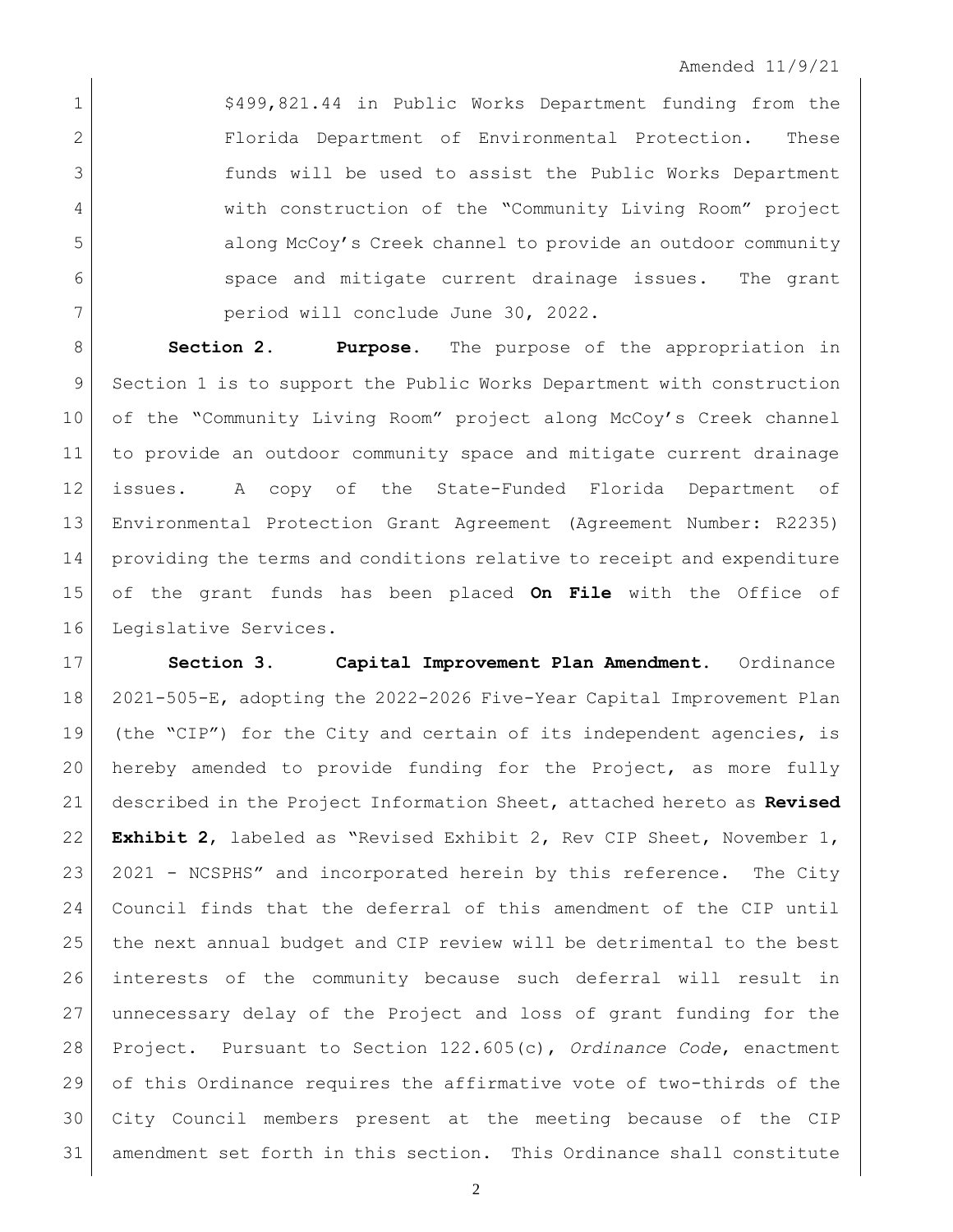Amended 11/9/21

$499,821.44 in Public Works Department funding from the Florida Department of Environmental Protection. These funds will be used to assist the Public Works Department with construction of the "Community Living Room" project along McCoy's Creek channel to provide an outdoor community space and mitigate current drainage issues. The grant period will conclude June 30, 2022.

**Section 2. Purpose.** The purpose of the appropriation in Section 1 is to support the Public Works Department with construction of the "Community Living Room" project along McCoy's Creek channel to provide an outdoor community space and mitigate current drainage issues. A copy of the State-Funded Florida Department of Environmental Protection Grant Agreement (Agreement Number: R2235) providing the terms and conditions relative to receipt and expenditure of the grant funds has been placed **On File** with the Office of Legislative Services.

**Section 3. Capital Improvement Plan Amendment.** Ordinance 2021-505-E, adopting the 2022-2026 Five-Year Capital Improvement Plan (the "CIP") for the City and certain of its independent agencies, is hereby amended to provide funding for the Project, as more fully described in the Project Information Sheet, attached hereto as **Revised Exhibit 2**, labeled as "Revised Exhibit 2, Rev CIP Sheet, November 1, 2021 - NCSPHS" and incorporated herein by this reference. The City Council finds that the deferral of this amendment of the CIP until the next annual budget and CIP review will be detrimental to the best interests of the community because such deferral will result in unnecessary delay of the Project and loss of grant funding for the Project. Pursuant to Section 122.605(c), *Ordinance Code*, enactment of this Ordinance requires the affirmative vote of two-thirds of the City Council members present at the meeting because of the CIP amendment set forth in this section. This Ordinance shall constitute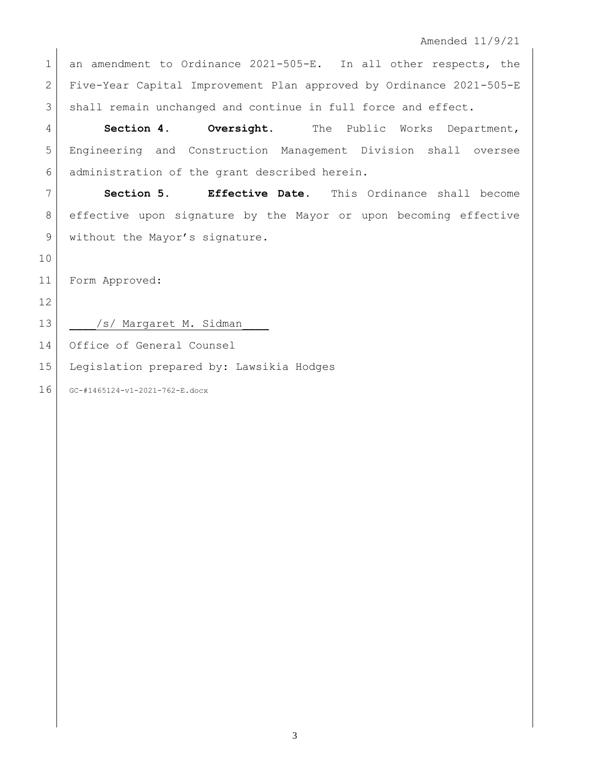an amendment to Ordinance 2021-505-E. In all other respects, the Five-Year Capital Improvement Plan approved by Ordinance 2021-505-E shall remain unchanged and continue in full force and effect.

**Section 4. Oversight.** The Public Works Department, Engineering and Construction Management Division shall oversee administration of the grant described herein.

**Section 5. Effective Date.** This Ordinance shall become effective upon signature by the Mayor or upon becoming effective without the Mayor's signature.

Form Approved:

/s/ Margaret M. Sidman

Office of General Counsel

Legislation prepared by: Lawsikia Hodges

GC-#1465124-v1-2021-762-E.docx